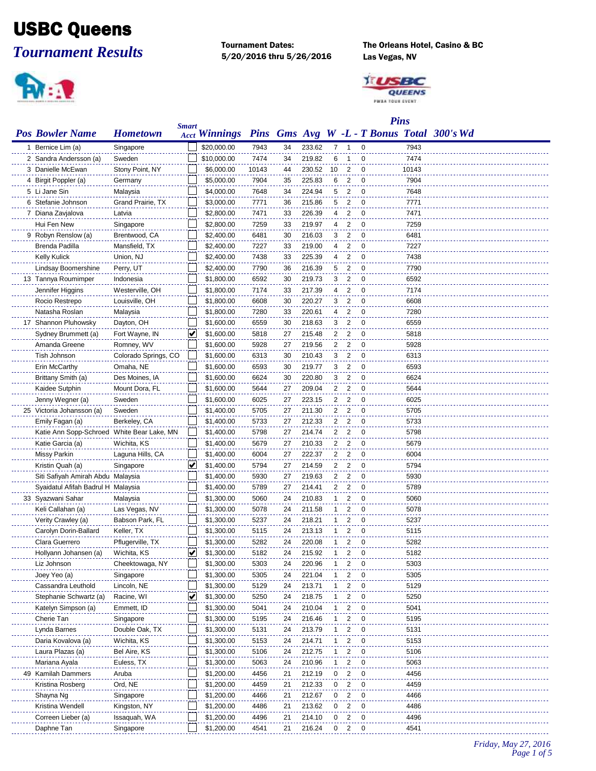# USBC Queens

## *Tournament Results*

**Tournament Dates:**
**5/20/2016 thru 5/26/2016**

**The Orleans Hotel, Casino & BC**
**Las Vegas, NV**

| Pos | Bowler Name | Hometown | Smart Acct | Winnings | Pins | Gms | Avg | W | L | T | Pins Bonus | Pins Total | 300's | Wd |
|---|---|---|---|---|---|---|---|---|---|---|---|---|---|---|
| 1 | Bernice Lim (a) | Singapore | | $20,000.00 | 7943 | 34 | 233.62 | 7 | 1 | 0 | | 7943 | | |
| 2 | Sandra Andersson (a) | Sweden | | $10,000.00 | 7474 | 34 | 219.82 | 6 | 1 | 0 | | 7474 | | |
| 3 | Danielle McEwan | Stony Point, NY | | $6,000.00 | 10143 | 44 | 230.52 | 10 | 2 | 0 | | 10143 | | |
| 4 | Birgit Poppler (a) | Germany | | $5,000.00 | 7904 | 35 | 225.83 | 6 | 2 | 0 | | 7904 | | |
| 5 | Li Jane Sin | Malaysia | | $4,000.00 | 7648 | 34 | 224.94 | 5 | 2 | 0 | | 7648 | | |
| 6 | Stefanie Johnson | Grand Prairie, TX | | $3,000.00 | 7771 | 36 | 215.86 | 5 | 2 | 0 | | 7771 | | |
| 7 | Diana Zavjalova | Latvia | | $2,800.00 | 7471 | 33 | 226.39 | 4 | 2 | 0 | | 7471 | | |
| | Hui Fen New | Singapore | | $2,800.00 | 7259 | 33 | 219.97 | 4 | 2 | 0 | | 7259 | | |
| 9 | Robyn Renslow (a) | Brentwood, CA | | $2,400.00 | 6481 | 30 | 216.03 | 3 | 2 | 0 | | 6481 | | |
| | Brenda Padilla | Mansfield, TX | | $2,400.00 | 7227 | 33 | 219.00 | 4 | 2 | 0 | | 7227 | | |
| | Kelly Kulick | Union, NJ | | $2,400.00 | 7438 | 33 | 225.39 | 4 | 2 | 0 | | 7438 | | |
| | Lindsay Boomershine | Perry, UT | | $2,400.00 | 7790 | 36 | 216.39 | 5 | 2 | 0 | | 7790 | | |
| 13 | Tannya Roumimper | Indonesia | | $1,800.00 | 6592 | 30 | 219.73 | 3 | 2 | 0 | | 6592 | | |
| | Jennifer Higgins | Westerville, OH | | $1,800.00 | 7174 | 33 | 217.39 | 4 | 2 | 0 | | 7174 | | |
| | Rocio Restrepo | Louisville, OH | | $1,800.00 | 6608 | 30 | 220.27 | 3 | 2 | 0 | | 6608 | | |
| | Natasha Roslan | Malaysia | | $1,800.00 | 7280 | 33 | 220.61 | 4 | 2 | 0 | | 7280 | | |
| 17 | Shannon Pluhowsky | Dayton, OH | | $1,600.00 | 6559 | 30 | 218.63 | 3 | 2 | 0 | | 6559 | | |
| | Sydney Brummett (a) | Fort Wayne, IN | ✔ | $1,600.00 | 5818 | 27 | 215.48 | 2 | 2 | 0 | | 5818 | | |
| | Amanda Greene | Romney, WV | | $1,600.00 | 5928 | 27 | 219.56 | 2 | 2 | 0 | | 5928 | | |
| | Tish Johnson | Colorado Springs, CO | | $1,600.00 | 6313 | 30 | 210.43 | 3 | 2 | 0 | | 6313 | | |
| | Erin McCarthy | Omaha, NE | | $1,600.00 | 6593 | 30 | 219.77 | 3 | 2 | 0 | | 6593 | | |
| | Brittany Smith (a) | Des Moines, IA | | $1,600.00 | 6624 | 30 | 220.80 | 3 | 2 | 0 | | 6624 | | |
| | Kaidee Sutphin | Mount Dora, FL | | $1,600.00 | 5644 | 27 | 209.04 | 2 | 2 | 0 | | 5644 | | |
| | Jenny Wegner (a) | Sweden | | $1,600.00 | 6025 | 27 | 223.15 | 2 | 2 | 0 | | 6025 | | |
| 25 | Victoria Johansson (a) | Sweden | | $1,400.00 | 5705 | 27 | 211.30 | 2 | 2 | 0 | | 5705 | | |
| | Emily Fagan (a) | Berkeley, CA | | $1,400.00 | 5733 | 27 | 212.33 | 2 | 2 | 0 | | 5733 | | |
| | Katie Ann Sopp-Schroed | White Bear Lake, MN | | $1,400.00 | 5798 | 27 | 214.74 | 2 | 2 | 0 | | 5798 | | |
| | Katie Garcia (a) | Wichita, KS | | $1,400.00 | 5679 | 27 | 210.33 | 2 | 2 | 0 | | 5679 | | |
| | Missy Parkin | Laguna Hills, CA | | $1,400.00 | 6004 | 27 | 222.37 | 2 | 2 | 0 | | 6004 | | |
| | Kristin Quah (a) | Singapore | ✔ | $1,400.00 | 5794 | 27 | 214.59 | 2 | 2 | 0 | | 5794 | | |
| | Siti Safiyah Amirah Abdu | Malaysia | | $1,400.00 | 5930 | 27 | 219.63 | 2 | 2 | 0 | | 5930 | | |
| | Syaidatul Afifah Badrul H | Malaysia | | $1,400.00 | 5789 | 27 | 214.41 | 2 | 2 | 0 | | 5789 | | |
| 33 | Syazwani Sahar | Malaysia | | $1,300.00 | 5060 | 24 | 210.83 | 1 | 2 | 0 | | 5060 | | |
| | Keli Callahan (a) | Las Vegas, NV | | $1,300.00 | 5078 | 24 | 211.58 | 1 | 2 | 0 | | 5078 | | |
| | Verity Crawley (a) | Babson Park, FL | | $1,300.00 | 5237 | 24 | 218.21 | 1 | 2 | 0 | | 5237 | | |
| | Carolyn Dorin-Ballard | Keller, TX | | $1,300.00 | 5115 | 24 | 213.13 | 1 | 2 | 0 | | 5115 | | |
| | Clara Guerrero | Pflugerville, TX | | $1,300.00 | 5282 | 24 | 220.08 | 1 | 2 | 0 | | 5282 | | |
| | Hollyann Johansen (a) | Wichita, KS | ✔ | $1,300.00 | 5182 | 24 | 215.92 | 1 | 2 | 0 | | 5182 | | |
| | Liz Johnson | Cheektowaga, NY | | $1,300.00 | 5303 | 24 | 220.96 | 1 | 2 | 0 | | 5303 | | |
| | Joey Yeo (a) | Singapore | | $1,300.00 | 5305 | 24 | 221.04 | 1 | 2 | 0 | | 5305 | | |
| | Cassandra Leuthold | Lincoln, NE | | $1,300.00 | 5129 | 24 | 213.71 | 1 | 2 | 0 | | 5129 | | |
| | Stephanie Schwartz (a) | Racine, WI | ✔ | $1,300.00 | 5250 | 24 | 218.75 | 1 | 2 | 0 | | 5250 | | |
| | Katelyn Simpson (a) | Emmett, ID | | $1,300.00 | 5041 | 24 | 210.04 | 1 | 2 | 0 | | 5041 | | |
| | Cherie Tan | Singapore | | $1,300.00 | 5195 | 24 | 216.46 | 1 | 2 | 0 | | 5195 | | |
| | Lynda Barnes | Double Oak, TX | | $1,300.00 | 5131 | 24 | 213.79 | 1 | 2 | 0 | | 5131 | | |
| | Daria Kovalova (a) | Wichita, KS | | $1,300.00 | 5153 | 24 | 214.71 | 1 | 2 | 0 | | 5153 | | |
| | Laura Plazas (a) | Bel Aire, KS | | $1,300.00 | 5106 | 24 | 212.75 | 1 | 2 | 0 | | 5106 | | |
| | Mariana Ayala | Euless, TX | | $1,300.00 | 5063 | 24 | 210.96 | 1 | 2 | 0 | | 5063 | | |
| 49 | Kamilah Dammers | Aruba | | $1,200.00 | 4456 | 21 | 212.19 | 0 | 2 | 0 | | 4456 | | |
| | Kristina Rosberg | Ord, NE | | $1,200.00 | 4459 | 21 | 212.33 | 0 | 2 | 0 | | 4459 | | |
| | Shayna Ng | Singapore | | $1,200.00 | 4466 | 21 | 212.67 | 0 | 2 | 0 | | 4466 | | |
| | Kristina Wendell | Kingston, NY | | $1,200.00 | 4486 | 21 | 213.62 | 0 | 2 | 0 | | 4486 | | |
| | Correen Lieber (a) | Issaquah, WA | | $1,200.00 | 4496 | 21 | 214.10 | 0 | 2 | 0 | | 4496 | | |
| | Daphne Tan | Singapore | | $1,200.00 | 4541 | 21 | 216.24 | 0 | 2 | 0 | | 4541 | | |

*Friday, May 27, 2016*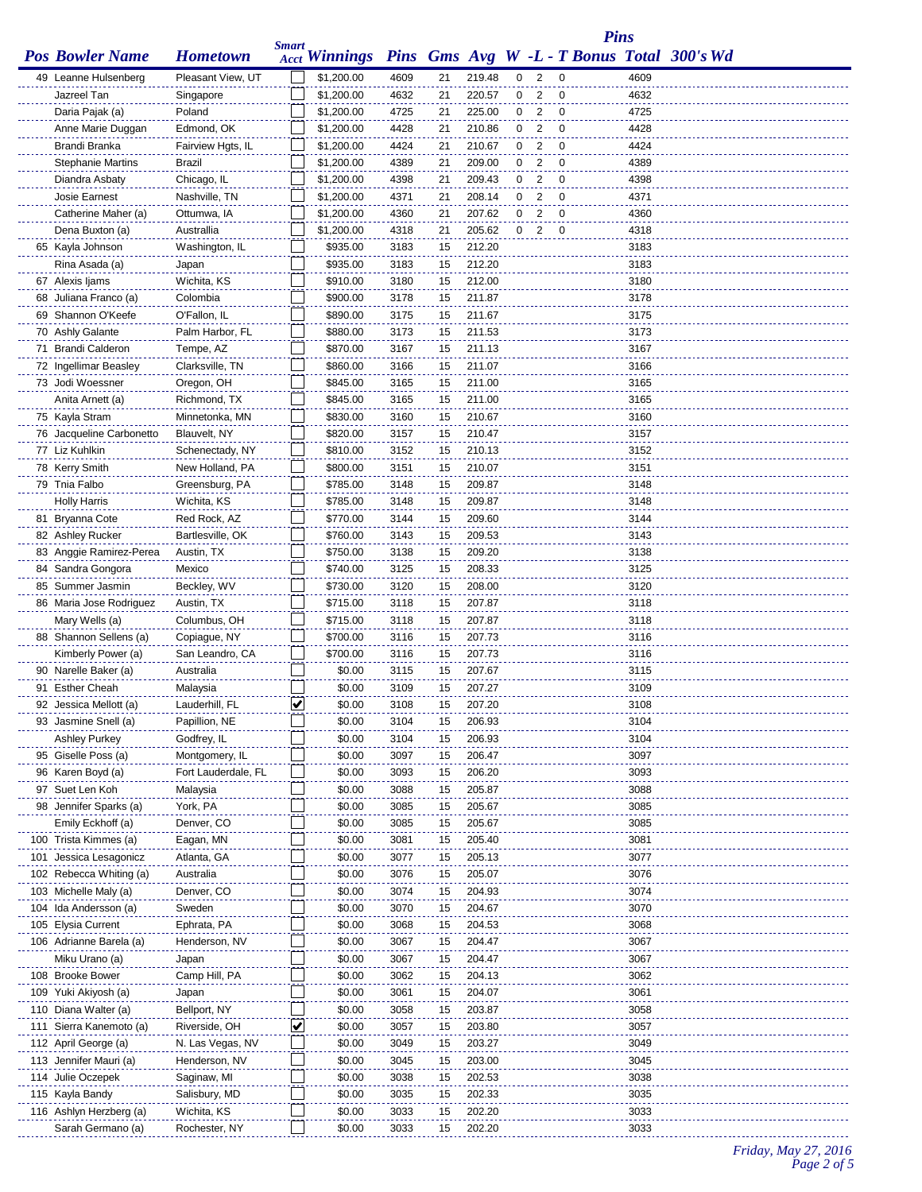| Pos | Bowler Name | Hometown | Smart Acct | Winnings | Pins | Gms | Avg | W | -L | - T | Pins Bonus | Total | 300's | Wd |
|---|---|---|---|---|---|---|---|---|---|---|---|---|---|---|
| 49 | Leanne Hulsenberg | Pleasant View, UT | | $1,200.00 | 4609 | 21 | 219.48 | 0 | 2 | 0 | | 4609 | | |
| | Jazreel Tan | Singapore | | $1,200.00 | 4632 | 21 | 220.57 | 0 | 2 | 0 | | 4632 | | |
| | Daria Pajak (a) | Poland | | $1,200.00 | 4725 | 21 | 225.00 | 0 | 2 | 0 | | 4725 | | |
| | Anne Marie Duggan | Edmond, OK | | $1,200.00 | 4428 | 21 | 210.86 | 0 | 2 | 0 | | 4428 | | |
| | Brandi Branka | Fairview Hgts, IL | | $1,200.00 | 4424 | 21 | 210.67 | 0 | 2 | 0 | | 4424 | | |
| | Stephanie Martins | Brazil | | $1,200.00 | 4389 | 21 | 209.00 | 0 | 2 | 0 | | 4389 | | |
| | Diandra Asbaty | Chicago, IL | | $1,200.00 | 4398 | 21 | 209.43 | 0 | 2 | 0 | | 4398 | | |
| | Josie Earnest | Nashville, TN | | $1,200.00 | 4371 | 21 | 208.14 | 0 | 2 | 0 | | 4371 | | |
| | Catherine Maher (a) | Ottumwa, IA | | $1,200.00 | 4360 | 21 | 207.62 | 0 | 2 | 0 | | 4360 | | |
| | Dena Buxton (a) | Australlia | | $1,200.00 | 4318 | 21 | 205.62 | 0 | 2 | 0 | | 4318 | | |
| 65 | Kayla Johnson | Washington, IL | | $935.00 | 3183 | 15 | 212.20 | | | | | 3183 | | |
| | Rina Asada (a) | Japan | | $935.00 | 3183 | 15 | 212.20 | | | | | 3183 | | |
| 67 | Alexis Ijams | Wichita, KS | | $910.00 | 3180 | 15 | 212.00 | | | | | 3180 | | |
| 68 | Juliana Franco (a) | Colombia | | $900.00 | 3178 | 15 | 211.87 | | | | | 3178 | | |
| 69 | Shannon O'Keefe | O'Fallon, IL | | $890.00 | 3175 | 15 | 211.67 | | | | | 3175 | | |
| 70 | Ashly Galante | Palm Harbor, FL | | $880.00 | 3173 | 15 | 211.53 | | | | | 3173 | | |
| 71 | Brandi Calderon | Tempe, AZ | | $870.00 | 3167 | 15 | 211.13 | | | | | 3167 | | |
| 72 | Ingellimar Beasley | Clarksville, TN | | $860.00 | 3166 | 15 | 211.07 | | | | | 3166 | | |
| 73 | Jodi Woessner | Oregon, OH | | $845.00 | 3165 | 15 | 211.00 | | | | | 3165 | | |
| | Anita Arnett (a) | Richmond, TX | | $845.00 | 3165 | 15 | 211.00 | | | | | 3165 | | |
| 75 | Kayla Stram | Minnetonka, MN | | $830.00 | 3160 | 15 | 210.67 | | | | | 3160 | | |
| 76 | Jacqueline Carbonetto | Blauvelt, NY | | $820.00 | 3157 | 15 | 210.47 | | | | | 3157 | | |
| 77 | Liz Kuhlkin | Schenectady, NY | | $810.00 | 3152 | 15 | 210.13 | | | | | 3152 | | |
| 78 | Kerry Smith | New Holland, PA | | $800.00 | 3151 | 15 | 210.07 | | | | | 3151 | | |
| 79 | Tnia Falbo | Greensburg, PA | | $785.00 | 3148 | 15 | 209.87 | | | | | 3148 | | |
| | Holly Harris | Wichita, KS | | $785.00 | 3148 | 15 | 209.87 | | | | | 3148 | | |
| 81 | Bryanna Cote | Red Rock, AZ | | $770.00 | 3144 | 15 | 209.60 | | | | | 3144 | | |
| 82 | Ashley Rucker | Bartlesville, OK | | $760.00 | 3143 | 15 | 209.53 | | | | | 3143 | | |
| 83 | Anggie Ramirez-Perea | Austin, TX | | $750.00 | 3138 | 15 | 209.20 | | | | | 3138 | | |
| 84 | Sandra Gongora | Mexico | | $740.00 | 3125 | 15 | 208.33 | | | | | 3125 | | |
| 85 | Summer Jasmin | Beckley, WV | | $730.00 | 3120 | 15 | 208.00 | | | | | 3120 | | |
| 86 | Maria Jose Rodriguez | Austin, TX | | $715.00 | 3118 | 15 | 207.87 | | | | | 3118 | | |
| | Mary Wells (a) | Columbus, OH | | $715.00 | 3118 | 15 | 207.87 | | | | | 3118 | | |
| 88 | Shannon Sellens (a) | Copiague, NY | | $700.00 | 3116 | 15 | 207.73 | | | | | 3116 | | |
| | Kimberly Power (a) | San Leandro, CA | | $700.00 | 3116 | 15 | 207.73 | | | | | 3116 | | |
| 90 | Narelle Baker (a) | Australia | | $0.00 | 3115 | 15 | 207.67 | | | | | 3115 | | |
| 91 | Esther Cheah | Malaysia | | $0.00 | 3109 | 15 | 207.27 | | | | | 3109 | | |
| 92 | Jessica Mellott (a) | Lauderhill, FL | ✔ | $0.00 | 3108 | 15 | 207.20 | | | | | 3108 | | |
| 93 | Jasmine Snell (a) | Papillion, NE | | $0.00 | 3104 | 15 | 206.93 | | | | | 3104 | | |
| | Ashley Purkey | Godfrey, IL | | $0.00 | 3104 | 15 | 206.93 | | | | | 3104 | | |
| 95 | Giselle Poss (a) | Montgomery, IL | | $0.00 | 3097 | 15 | 206.47 | | | | | 3097 | | |
| 96 | Karen Boyd (a) | Fort Lauderdale, FL | | $0.00 | 3093 | 15 | 206.20 | | | | | 3093 | | |
| 97 | Suet Len Koh | Malaysia | | $0.00 | 3088 | 15 | 205.87 | | | | | 3088 | | |
| 98 | Jennifer Sparks (a) | York, PA | | $0.00 | 3085 | 15 | 205.67 | | | | | 3085 | | |
| | Emily Eckhoff (a) | Denver, CO | | $0.00 | 3085 | 15 | 205.67 | | | | | 3085 | | |
| 100 | Trista Kimmes (a) | Eagan, MN | | $0.00 | 3081 | 15 | 205.40 | | | | | 3081 | | |
| 101 | Jessica Lesagonicz | Atlanta, GA | | $0.00 | 3077 | 15 | 205.13 | | | | | 3077 | | |
| 102 | Rebecca Whiting (a) | Australia | | $0.00 | 3076 | 15 | 205.07 | | | | | 3076 | | |
| 103 | Michelle Maly (a) | Denver, CO | | $0.00 | 3074 | 15 | 204.93 | | | | | 3074 | | |
| 104 | Ida Andersson (a) | Sweden | | $0.00 | 3070 | 15 | 204.67 | | | | | 3070 | | |
| 105 | Elysia Current | Ephrata, PA | | $0.00 | 3068 | 15 | 204.53 | | | | | 3068 | | |
| 106 | Adrianne Barela (a) | Henderson, NV | | $0.00 | 3067 | 15 | 204.47 | | | | | 3067 | | |
| | Miku Urano (a) | Japan | | $0.00 | 3067 | 15 | 204.47 | | | | | 3067 | | |
| 108 | Brooke Bower | Camp Hill, PA | | $0.00 | 3062 | 15 | 204.13 | | | | | 3062 | | |
| 109 | Yuki Akiyosh (a) | Japan | | $0.00 | 3061 | 15 | 204.07 | | | | | 3061 | | |
| 110 | Diana Walter (a) | Bellport, NY | | $0.00 | 3058 | 15 | 203.87 | | | | | 3058 | | |
| 111 | Sierra Kanemoto (a) | Riverside, OH | ✔ | $0.00 | 3057 | 15 | 203.80 | | | | | 3057 | | |
| 112 | April George (a) | N. Las Vegas, NV | | $0.00 | 3049 | 15 | 203.27 | | | | | 3049 | | |
| 113 | Jennifer Mauri (a) | Henderson, NV | | $0.00 | 3045 | 15 | 203.00 | | | | | 3045 | | |
| 114 | Julie Oczepek | Saginaw, MI | | $0.00 | 3038 | 15 | 202.53 | | | | | 3038 | | |
| 115 | Kayla Bandy | Salisbury, MD | | $0.00 | 3035 | 15 | 202.33 | | | | | 3035 | | |
| 116 | Ashlyn Herzberg (a) | Wichita, KS | | $0.00 | 3033 | 15 | 202.20 | | | | | 3033 | | |
| | Sarah Germano (a) | Rochester, NY | | $0.00 | 3033 | 15 | 202.20 | | | | | 3033 | | |

*Friday, May 27, 2016*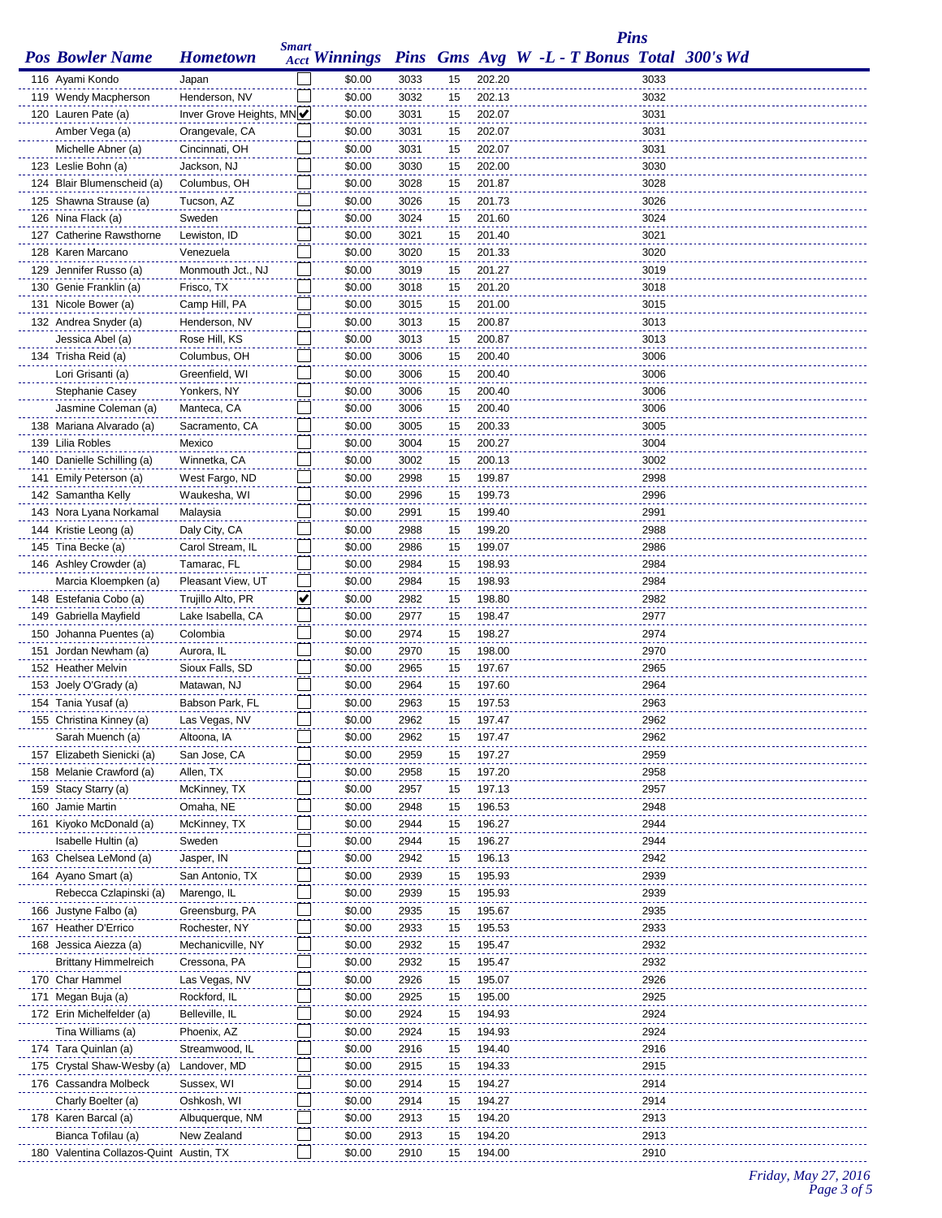| Pos | Bowler Name | Hometown | Smart Acct | Winnings | Pins | Gms | Avg | W -L - T | Bonus Pins | Total | 300's Wd |
|---|---|---|---|---|---|---|---|---|---|---|---|
| 116 | Ayami Kondo | Japan | | $0.00 | 3033 | 15 | 202.20 | | | 3033 | |
| 119 | Wendy Macpherson | Henderson, NV | | $0.00 | 3032 | 15 | 202.13 | | | 3032 | |
| 120 | Lauren Pate (a) | Inver Grove Heights, MN | ✔ | $0.00 | 3031 | 15 | 202.07 | | | 3031 | |
| | Amber Vega (a) | Orangevale, CA | | $0.00 | 3031 | 15 | 202.07 | | | 3031 | |
| | Michelle Abner (a) | Cincinnati, OH | | $0.00 | 3031 | 15 | 202.07 | | | 3031 | |
| 123 | Leslie Bohn (a) | Jackson, NJ | | $0.00 | 3030 | 15 | 202.00 | | | 3030 | |
| 124 | Blair Blumenscheid (a) | Columbus, OH | | $0.00 | 3028 | 15 | 201.87 | | | 3028 | |
| 125 | Shawna Strause (a) | Tucson, AZ | | $0.00 | 3026 | 15 | 201.73 | | | 3026 | |
| 126 | Nina Flack (a) | Sweden | | $0.00 | 3024 | 15 | 201.60 | | | 3024 | |
| 127 | Catherine Rawsthorne | Lewiston, ID | | $0.00 | 3021 | 15 | 201.40 | | | 3021 | |
| 128 | Karen Marcano | Venezuela | | $0.00 | 3020 | 15 | 201.33 | | | 3020 | |
| 129 | Jennifer Russo (a) | Monmouth Jct., NJ | | $0.00 | 3019 | 15 | 201.27 | | | 3019 | |
| 130 | Genie Franklin (a) | Frisco, TX | | $0.00 | 3018 | 15 | 201.20 | | | 3018 | |
| 131 | Nicole Bower (a) | Camp Hill, PA | | $0.00 | 3015 | 15 | 201.00 | | | 3015 | |
| 132 | Andrea Snyder (a) | Henderson, NV | | $0.00 | 3013 | 15 | 200.87 | | | 3013 | |
| | Jessica Abel (a) | Rose Hill, KS | | $0.00 | 3013 | 15 | 200.87 | | | 3013 | |
| 134 | Trisha Reid (a) | Columbus, OH | | $0.00 | 3006 | 15 | 200.40 | | | 3006 | |
| | Lori Grisanti (a) | Greenfield, WI | | $0.00 | 3006 | 15 | 200.40 | | | 3006 | |
| | Stephanie Casey | Yonkers, NY | | $0.00 | 3006 | 15 | 200.40 | | | 3006 | |
| | Jasmine Coleman (a) | Manteca, CA | | $0.00 | 3006 | 15 | 200.40 | | | 3006 | |
| 138 | Mariana Alvarado (a) | Sacramento, CA | | $0.00 | 3005 | 15 | 200.33 | | | 3005 | |
| 139 | Lilia Robles | Mexico | | $0.00 | 3004 | 15 | 200.27 | | | 3004 | |
| 140 | Danielle Schilling (a) | Winnetka, CA | | $0.00 | 3002 | 15 | 200.13 | | | 3002 | |
| 141 | Emily Peterson (a) | West Fargo, ND | | $0.00 | 2998 | 15 | 199.87 | | | 2998 | |
| 142 | Samantha Kelly | Waukesha, WI | | $0.00 | 2996 | 15 | 199.73 | | | 2996 | |
| 143 | Nora Lyana Norkamal | Malaysia | | $0.00 | 2991 | 15 | 199.40 | | | 2991 | |
| 144 | Kristie Leong (a) | Daly City, CA | | $0.00 | 2988 | 15 | 199.20 | | | 2988 | |
| 145 | Tina Becke (a) | Carol Stream, IL | | $0.00 | 2986 | 15 | 199.07 | | | 2986 | |
| 146 | Ashley Crowder (a) | Tamarac, FL | | $0.00 | 2984 | 15 | 198.93 | | | 2984 | |
| | Marcia Kloempken (a) | Pleasant View, UT | | $0.00 | 2984 | 15 | 198.93 | | | 2984 | |
| 148 | Estefania Cobo (a) | Trujillo Alto, PR | ✔ | $0.00 | 2982 | 15 | 198.80 | | | 2982 | |
| 149 | Gabriella Mayfield | Lake Isabella, CA | | $0.00 | 2977 | 15 | 198.47 | | | 2977 | |
| 150 | Johanna Puentes (a) | Colombia | | $0.00 | 2974 | 15 | 198.27 | | | 2974 | |
| 151 | Jordan Newham (a) | Aurora, IL | | $0.00 | 2970 | 15 | 198.00 | | | 2970 | |
| 152 | Heather Melvin | Sioux Falls, SD | | $0.00 | 2965 | 15 | 197.67 | | | 2965 | |
| 153 | Joely O'Grady (a) | Matawan, NJ | | $0.00 | 2964 | 15 | 197.60 | | | 2964 | |
| 154 | Tania Yusaf (a) | Babson Park, FL | | $0.00 | 2963 | 15 | 197.53 | | | 2963 | |
| 155 | Christina Kinney (a) | Las Vegas, NV | | $0.00 | 2962 | 15 | 197.47 | | | 2962 | |
| | Sarah Muench (a) | Altoona, IA | | $0.00 | 2962 | 15 | 197.47 | | | 2962 | |
| 157 | Elizabeth Sienicki (a) | San Jose, CA | | $0.00 | 2959 | 15 | 197.27 | | | 2959 | |
| 158 | Melanie Crawford (a) | Allen, TX | | $0.00 | 2958 | 15 | 197.20 | | | 2958 | |
| 159 | Stacy Starry (a) | McKinney, TX | | $0.00 | 2957 | 15 | 197.13 | | | 2957 | |
| 160 | Jamie Martin | Omaha, NE | | $0.00 | 2948 | 15 | 196.53 | | | 2948 | |
| 161 | Kiyoko McDonald (a) | McKinney, TX | | $0.00 | 2944 | 15 | 196.27 | | | 2944 | |
| | Isabelle Hultin (a) | Sweden | | $0.00 | 2944 | 15 | 196.27 | | | 2944 | |
| 163 | Chelsea LeMond (a) | Jasper, IN | | $0.00 | 2942 | 15 | 196.13 | | | 2942 | |
| 164 | Ayano Smart (a) | San Antonio, TX | | $0.00 | 2939 | 15 | 195.93 | | | 2939 | |
| | Rebecca Czlapinski (a) | Marengo, IL | | $0.00 | 2939 | 15 | 195.93 | | | 2939 | |
| 166 | Justyne Falbo (a) | Greensburg, PA | | $0.00 | 2935 | 15 | 195.67 | | | 2935 | |
| 167 | Heather D'Errico | Rochester, NY | | $0.00 | 2933 | 15 | 195.53 | | | 2933 | |
| 168 | Jessica Aiezza (a) | Mechanicville, NY | | $0.00 | 2932 | 15 | 195.47 | | | 2932 | |
| | Brittany Himmelreich | Cressona, PA | | $0.00 | 2932 | 15 | 195.47 | | | 2932 | |
| 170 | Char Hammel | Las Vegas, NV | | $0.00 | 2926 | 15 | 195.07 | | | 2926 | |
| 171 | Megan Buja (a) | Rockford, IL | | $0.00 | 2925 | 15 | 195.00 | | | 2925 | |
| 172 | Erin Michelfelder (a) | Belleville, IL | | $0.00 | 2924 | 15 | 194.93 | | | 2924 | |
| | Tina Williams (a) | Phoenix, AZ | | $0.00 | 2924 | 15 | 194.93 | | | 2924 | |
| 174 | Tara Quinlan (a) | Streamwood, IL | | $0.00 | 2916 | 15 | 194.40 | | | 2916 | |
| 175 | Crystal Shaw-Wesby (a) | Landover, MD | | $0.00 | 2915 | 15 | 194.33 | | | 2915 | |
| 176 | Cassandra Molbeck | Sussex, WI | | $0.00 | 2914 | 15 | 194.27 | | | 2914 | |
| | Charly Boelter (a) | Oshkosh, WI | | $0.00 | 2914 | 15 | 194.27 | | | 2914 | |
| 178 | Karen Barcal (a) | Albuquerque, NM | | $0.00 | 2913 | 15 | 194.20 | | | 2913 | |
| | Bianca Tofilau (a) | New Zealand | | $0.00 | 2913 | 15 | 194.20 | | | 2913 | |
| 180 | Valentina Collazos-Quint | Austin, TX | | $0.00 | 2910 | 15 | 194.00 | | | 2910 | |

*Friday, May 27, 2016*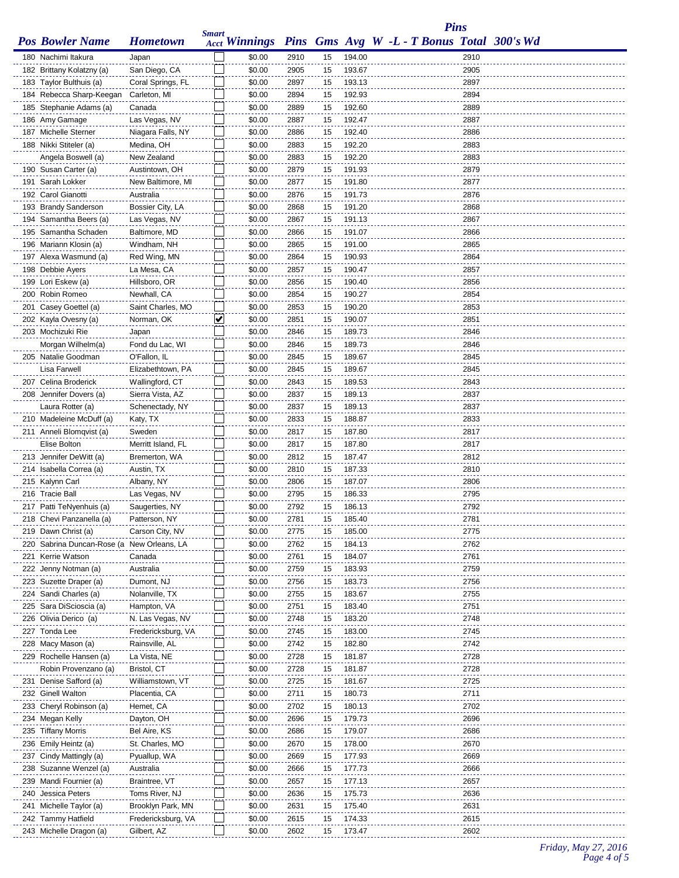| Pos | Bowler Name | Hometown | Smart Acct | Winnings | Pins | Gms | Avg | W -L - T | Pins Bonus | Total | 300's | Wd |
|---|---|---|---|---|---|---|---|---|---|---|---|---|
| 180 | Nachimi Itakura | Japan | ☐ | $0.00 | 2910 | 15 | 194.00 | | | 2910 | | |
| 182 | Brittany Kolatzny (a) | San Diego, CA | ☐ | $0.00 | 2905 | 15 | 193.67 | | | 2905 | | |
| 183 | Taylor Bulthuis (a) | Coral Springs, FL | ☐ | $0.00 | 2897 | 15 | 193.13 | | | 2897 | | |
| 184 | Rebecca Sharp-Keegan | Carleton, MI | ☐ | $0.00 | 2894 | 15 | 192.93 | | | 2894 | | |
| 185 | Stephanie Adams (a) | Canada | ☐ | $0.00 | 2889 | 15 | 192.60 | | | 2889 | | |
| 186 | Amy Gamage | Las Vegas, NV | ☐ | $0.00 | 2887 | 15 | 192.47 | | | 2887 | | |
| 187 | Michelle Sterner | Niagara Falls, NY | ☐ | $0.00 | 2886 | 15 | 192.40 | | | 2886 | | |
| 188 | Nikki Stiteler (a) | Medina, OH | ☐ | $0.00 | 2883 | 15 | 192.20 | | | 2883 | | |
| | Angela Boswell (a) | New Zealand | ☐ | $0.00 | 2883 | 15 | 192.20 | | | 2883 | | |
| 190 | Susan Carter (a) | Austintown, OH | ☐ | $0.00 | 2879 | 15 | 191.93 | | | 2879 | | |
| 191 | Sarah Lokker | New Baltimore, MI | ☐ | $0.00 | 2877 | 15 | 191.80 | | | 2877 | | |
| 192 | Carol Gianotti | Australia | ☐ | $0.00 | 2876 | 15 | 191.73 | | | 2876 | | |
| 193 | Brandy Sanderson | Bossier City, LA | ☐ | $0.00 | 2868 | 15 | 191.20 | | | 2868 | | |
| 194 | Samantha Beers (a) | Las Vegas, NV | ☐ | $0.00 | 2867 | 15 | 191.13 | | | 2867 | | |
| 195 | Samantha Schaden | Baltimore, MD | ☐ | $0.00 | 2866 | 15 | 191.07 | | | 2866 | | |
| 196 | Mariann Klosin (a) | Windham, NH | ☐ | $0.00 | 2865 | 15 | 191.00 | | | 2865 | | |
| 197 | Alexa Wasmund (a) | Red Wing, MN | ☐ | $0.00 | 2864 | 15 | 190.93 | | | 2864 | | |
| 198 | Debbie Ayers | La Mesa, CA | ☐ | $0.00 | 2857 | 15 | 190.47 | | | 2857 | | |
| 199 | Lori Eskew (a) | Hillsboro, OR | ☐ | $0.00 | 2856 | 15 | 190.40 | | | 2856 | | |
| 200 | Robin Romeo | Newhall, CA | ☐ | $0.00 | 2854 | 15 | 190.27 | | | 2854 | | |
| 201 | Casey Goettel (a) | Saint Charles, MO | ☐ | $0.00 | 2853 | 15 | 190.20 | | | 2853 | | |
| 202 | Kayla Ovesny (a) | Norman, OK | ☑ | $0.00 | 2851 | 15 | 190.07 | | | 2851 | | |
| 203 | Mochizuki Rie | Japan | ☐ | $0.00 | 2846 | 15 | 189.73 | | | 2846 | | |
| | Morgan Wilhelm(a) | Fond du Lac, WI | ☐ | $0.00 | 2846 | 15 | 189.73 | | | 2846 | | |
| 205 | Natalie Goodman | O'Fallon, IL | ☐ | $0.00 | 2845 | 15 | 189.67 | | | 2845 | | |
| | Lisa Farwell | Elizabethtown, PA | ☐ | $0.00 | 2845 | 15 | 189.67 | | | 2845 | | |
| 207 | Celina Broderick | Wallingford, CT | ☐ | $0.00 | 2843 | 15 | 189.53 | | | 2843 | | |
| 208 | Jennifer Dovers (a) | Sierra Vista, AZ | ☐ | $0.00 | 2837 | 15 | 189.13 | | | 2837 | | |
| | Laura Rotter (a) | Schenectady, NY | ☐ | $0.00 | 2837 | 15 | 189.13 | | | 2837 | | |
| 210 | Madeleine McDuff (a) | Katy, TX | ☐ | $0.00 | 2833 | 15 | 188.87 | | | 2833 | | |
| 211 | Anneli Blomqvist (a) | Sweden | ☐ | $0.00 | 2817 | 15 | 187.80 | | | 2817 | | |
| | Elise Bolton | Merritt Island, FL | ☐ | $0.00 | 2817 | 15 | 187.80 | | | 2817 | | |
| 213 | Jennifer DeWitt (a) | Bremerton, WA | ☐ | $0.00 | 2812 | 15 | 187.47 | | | 2812 | | |
| 214 | Isabella Correa (a) | Austin, TX | ☐ | $0.00 | 2810 | 15 | 187.33 | | | 2810 | | |
| 215 | Kalynn Carl | Albany, NY | ☐ | $0.00 | 2806 | 15 | 187.07 | | | 2806 | | |
| 216 | Tracie Ball | Las Vegas, NV | ☐ | $0.00 | 2795 | 15 | 186.33 | | | 2795 | | |
| 217 | Patti TeNyenhuis (a) | Saugerties, NY | ☐ | $0.00 | 2792 | 15 | 186.13 | | | 2792 | | |
| 218 | Chevi Panzanella (a) | Patterson, NY | ☐ | $0.00 | 2781 | 15 | 185.40 | | | 2781 | | |
| 219 | Dawn Christ (a) | Carson City, NV | ☐ | $0.00 | 2775 | 15 | 185.00 | | | 2775 | | |
| 220 | Sabrina Duncan-Rose (a | New Orleans, LA | ☐ | $0.00 | 2762 | 15 | 184.13 | | | 2762 | | |
| 221 | Kerrie Watson | Canada | ☐ | $0.00 | 2761 | 15 | 184.07 | | | 2761 | | |
| 222 | Jenny Notman (a) | Australia | ☐ | $0.00 | 2759 | 15 | 183.93 | | | 2759 | | |
| 223 | Suzette Draper (a) | Dumont, NJ | ☐ | $0.00 | 2756 | 15 | 183.73 | | | 2756 | | |
| 224 | Sandi Charles (a) | Nolanville, TX | ☐ | $0.00 | 2755 | 15 | 183.67 | | | 2755 | | |
| 225 | Sara DiScioscia (a) | Hampton, VA | ☐ | $0.00 | 2751 | 15 | 183.40 | | | 2751 | | |
| 226 | Olivia Derico (a) | N. Las Vegas, NV | ☐ | $0.00 | 2748 | 15 | 183.20 | | | 2748 | | |
| 227 | Tonda Lee | Fredericksburg, VA | ☐ | $0.00 | 2745 | 15 | 183.00 | | | 2745 | | |
| 228 | Macy Mason (a) | Rainsville, AL | ☐ | $0.00 | 2742 | 15 | 182.80 | | | 2742 | | |
| 229 | Rochelle Hansen (a) | La Vista, NE | ☐ | $0.00 | 2728 | 15 | 181.87 | | | 2728 | | |
| | Robin Provenzano (a) | Bristol, CT | ☐ | $0.00 | 2728 | 15 | 181.87 | | | 2728 | | |
| 231 | Denise Safford (a) | Williamstown, VT | ☐ | $0.00 | 2725 | 15 | 181.67 | | | 2725 | | |
| 232 | Ginell Walton | Placentia, CA | ☐ | $0.00 | 2711 | 15 | 180.73 | | | 2711 | | |
| 233 | Cheryl Robinson (a) | Hemet, CA | ☐ | $0.00 | 2702 | 15 | 180.13 | | | 2702 | | |
| 234 | Megan Kelly | Dayton, OH | ☐ | $0.00 | 2696 | 15 | 179.73 | | | 2696 | | |
| 235 | Tiffany Morris | Bel Aire, KS | ☐ | $0.00 | 2686 | 15 | 179.07 | | | 2686 | | |
| 236 | Emily Heintz (a) | St. Charles, MO | ☐ | $0.00 | 2670 | 15 | 178.00 | | | 2670 | | |
| 237 | Cindy Mattingly (a) | Pyuallup, WA | ☐ | $0.00 | 2669 | 15 | 177.93 | | | 2669 | | |
| 238 | Suzanne Wenzel (a) | Australia | ☐ | $0.00 | 2666 | 15 | 177.73 | | | 2666 | | |
| 239 | Mandi Fournier (a) | Braintree, VT | ☐ | $0.00 | 2657 | 15 | 177.13 | | | 2657 | | |
| 240 | Jessica Peters | Toms River, NJ | ☐ | $0.00 | 2636 | 15 | 175.73 | | | 2636 | | |
| 241 | Michelle Taylor (a) | Brooklyn Park, MN | ☐ | $0.00 | 2631 | 15 | 175.40 | | | 2631 | | |
| 242 | Tammy Hatfield | Fredericksburg, VA | ☐ | $0.00 | 2615 | 15 | 174.33 | | | 2615 | | |
| 243 | Michelle Dragon (a) | Gilbert, AZ | ☐ | $0.00 | 2602 | 15 | 173.47 | | | 2602 | | |

*Friday, May 27, 2016*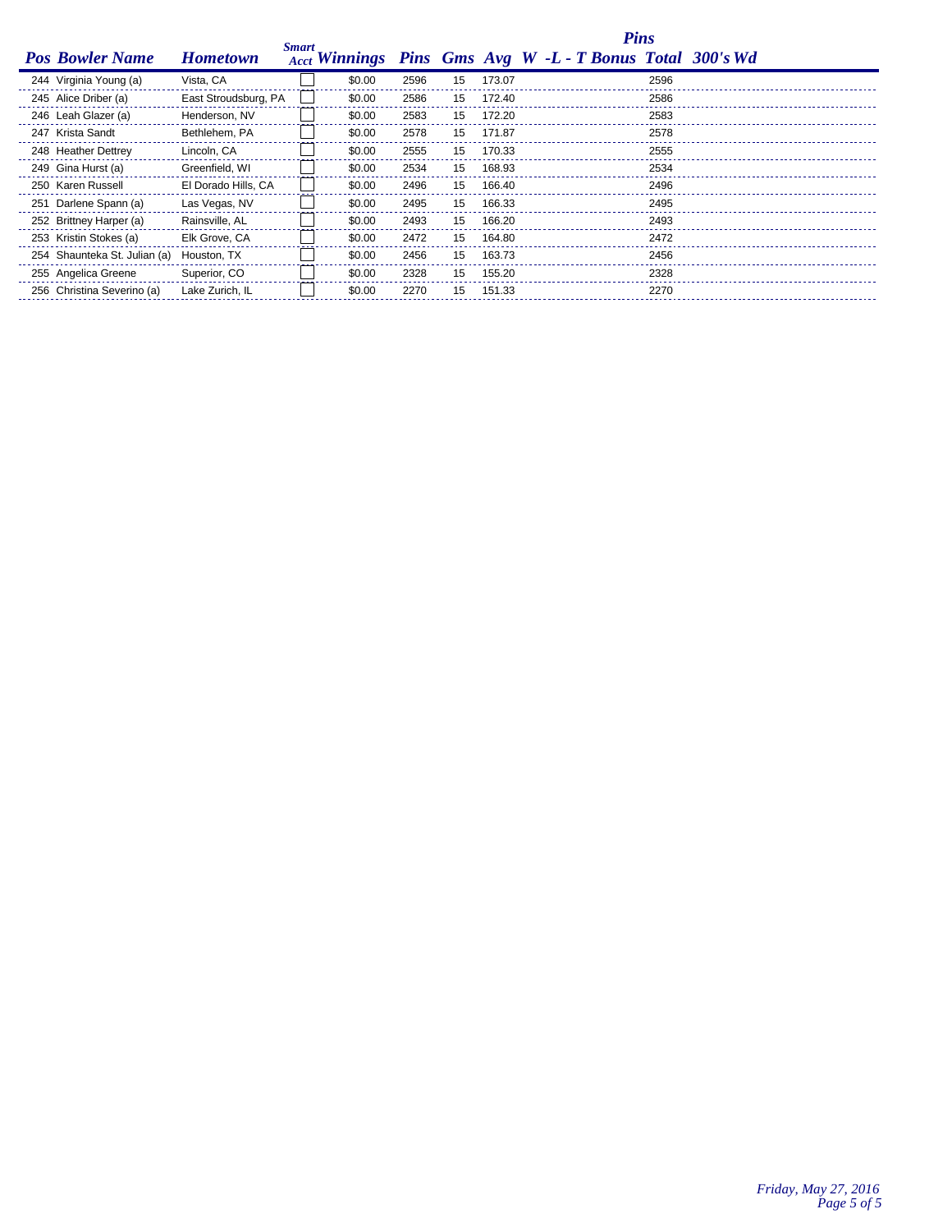| Pos | Bowler Name | Hometown | Smart Acct | Winnings | Pins | Gms | Avg | W -L - T | Pins Bonus | Total | 300's | Wd |
|---|---|---|---|---|---|---|---|---|---|---|---|---|
| 244 | Virginia Young (a) | Vista, CA | | $0.00 | 2596 | 15 | 173.07 | | | 2596 | | |
| 245 | Alice Driber (a) | East Stroudsburg, PA | | $0.00 | 2586 | 15 | 172.40 | | | 2586 | | |
| 246 | Leah Glazer (a) | Henderson, NV | | $0.00 | 2583 | 15 | 172.20 | | | 2583 | | |
| 247 | Krista Sandt | Bethlehem, PA | | $0.00 | 2578 | 15 | 171.87 | | | 2578 | | |
| 248 | Heather Dettrey | Lincoln, CA | | $0.00 | 2555 | 15 | 170.33 | | | 2555 | | |
| 249 | Gina Hurst (a) | Greenfield, WI | | $0.00 | 2534 | 15 | 168.93 | | | 2534 | | |
| 250 | Karen Russell | El Dorado Hills, CA | | $0.00 | 2496 | 15 | 166.40 | | | 2496 | | |
| 251 | Darlene Spann (a) | Las Vegas, NV | | $0.00 | 2495 | 15 | 166.33 | | | 2495 | | |
| 252 | Brittney Harper (a) | Rainsville, AL | | $0.00 | 2493 | 15 | 166.20 | | | 2493 | | |
| 253 | Kristin Stokes (a) | Elk Grove, CA | | $0.00 | 2472 | 15 | 164.80 | | | 2472 | | |
| 254 | Shaunteka St. Julian (a) | Houston, TX | | $0.00 | 2456 | 15 | 163.73 | | | 2456 | | |
| 255 | Angelica Greene | Superior, CO | | $0.00 | 2328 | 15 | 155.20 | | | 2328 | | |
| 256 | Christina Severino (a) | Lake Zurich, IL | | $0.00 | 2270 | 15 | 151.33 | | | 2270 | | |

*Friday, May 27, 2016*